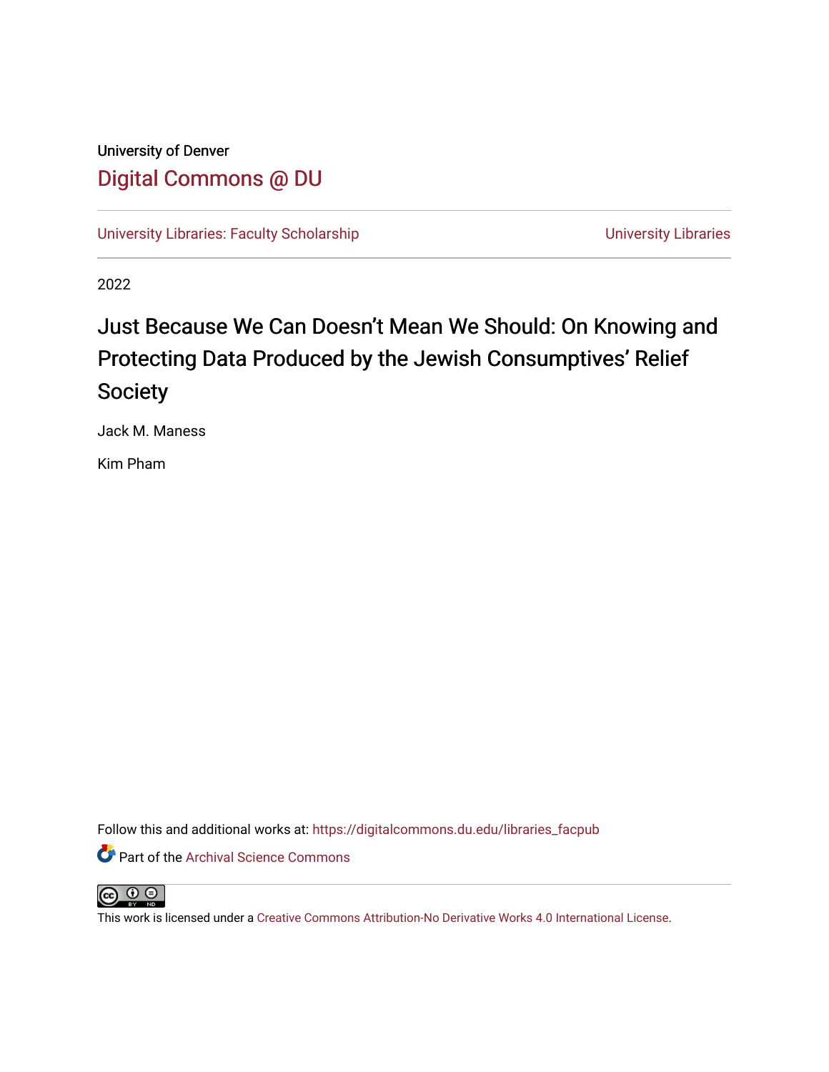University of Denver

Digital Commons @ DU

University Libraries: Faculty Scholarship

University Libraries

2022

# Just Because We Can Doesn't Mean We Should: On Knowing and Protecting Data Produced by the Jewish Consumptives' Relief Society

Jack M. Maness

Kim Pham

Follow this and additional works at: https://digitalcommons.du.edu/libraries_facpub

Part of the Archival Science Commons

This work is licensed under a Creative Commons Attribution-No Derivative Works 4.0 International License.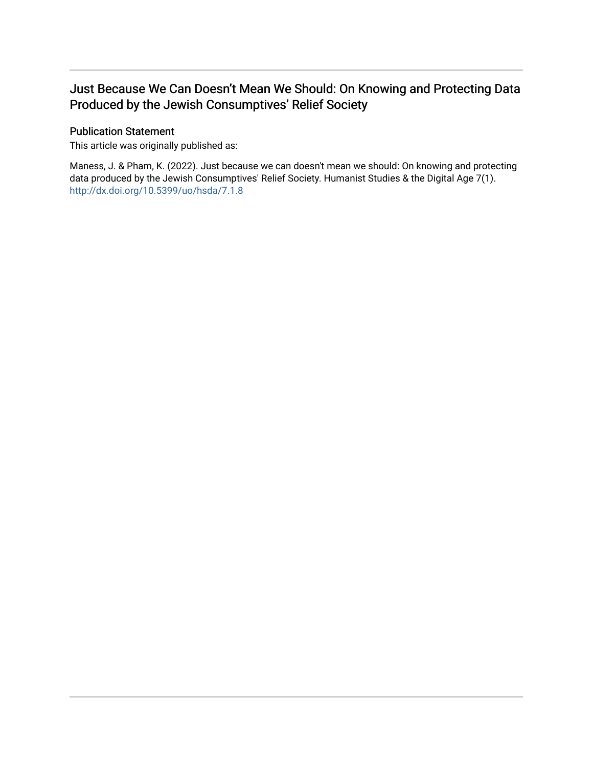# Just Because We Can Doesn't Mean We Should: On Knowing and Protecting Data Produced by the Jewish Consumptives' Relief Society

## Publication Statement

This article was originally published as:

Maness, J. & Pham, K. (2022). Just because we can doesn't mean we should: On knowing and protecting data produced by the Jewish Consumptives' Relief Society. Humanist Studies & the Digital Age 7(1). http://dx.doi.org/10.5399/uo/hsda/7.1.8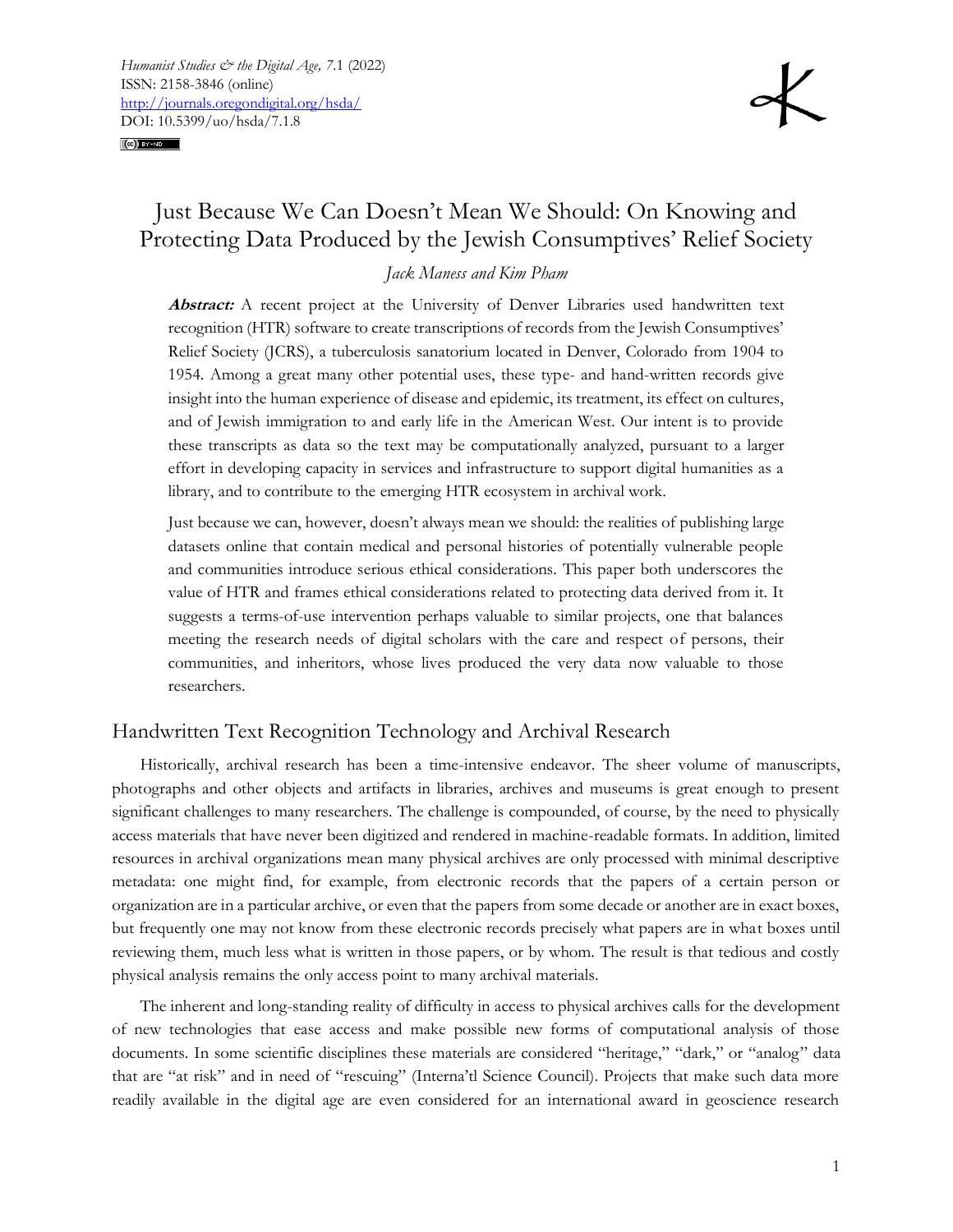# Just Because We Can Doesn't Mean We Should: On Knowing and Protecting Data Produced by the Jewish Consumptives' Relief Society

*Jack Maness and Kim Pham*

**Abstract:** A recent project at the University of Denver Libraries used handwritten text recognition (HTR) software to create transcriptions of records from the Jewish Consumptives' Relief Society (JCRS), a tuberculosis sanatorium located in Denver, Colorado from 1904 to 1954. Among a great many other potential uses, these type- and hand-written records give insight into the human experience of disease and epidemic, its treatment, its effect on cultures, and of Jewish immigration to and early life in the American West. Our intent is to provide these transcripts as data so the text may be computationally analyzed, pursuant to a larger effort in developing capacity in services and infrastructure to support digital humanities as a library, and to contribute to the emerging HTR ecosystem in archival work.

Just because we can, however, doesn't always mean we should: the realities of publishing large datasets online that contain medical and personal histories of potentially vulnerable people and communities introduce serious ethical considerations. This paper both underscores the value of HTR and frames ethical considerations related to protecting data derived from it. It suggests a terms-of-use intervention perhaps valuable to similar projects, one that balances meeting the research needs of digital scholars with the care and respect of persons, their communities, and inheritors, whose lives produced the very data now valuable to those researchers.

## Handwritten Text Recognition Technology and Archival Research

Historically, archival research has been a time-intensive endeavor. The sheer volume of manuscripts, photographs and other objects and artifacts in libraries, archives and museums is great enough to present significant challenges to many researchers. The challenge is compounded, of course, by the need to physically access materials that have never been digitized and rendered in machine-readable formats. In addition, limited resources in archival organizations mean many physical archives are only processed with minimal descriptive metadata: one might find, for example, from electronic records that the papers of a certain person or organization are in a particular archive, or even that the papers from some decade or another are in exact boxes, but frequently one may not know from these electronic records precisely what papers are in what boxes until reviewing them, much less what is written in those papers, or by whom. The result is that tedious and costly physical analysis remains the only access point to many archival materials.

The inherent and long-standing reality of difficulty in access to physical archives calls for the development of new technologies that ease access and make possible new forms of computational analysis of those documents. In some scientific disciplines these materials are considered "heritage," "dark," or "analog" data that are "at risk" and in need of "rescuing" (Interna'tl Science Council). Projects that make such data more readily available in the digital age are even considered for an international award in geoscience research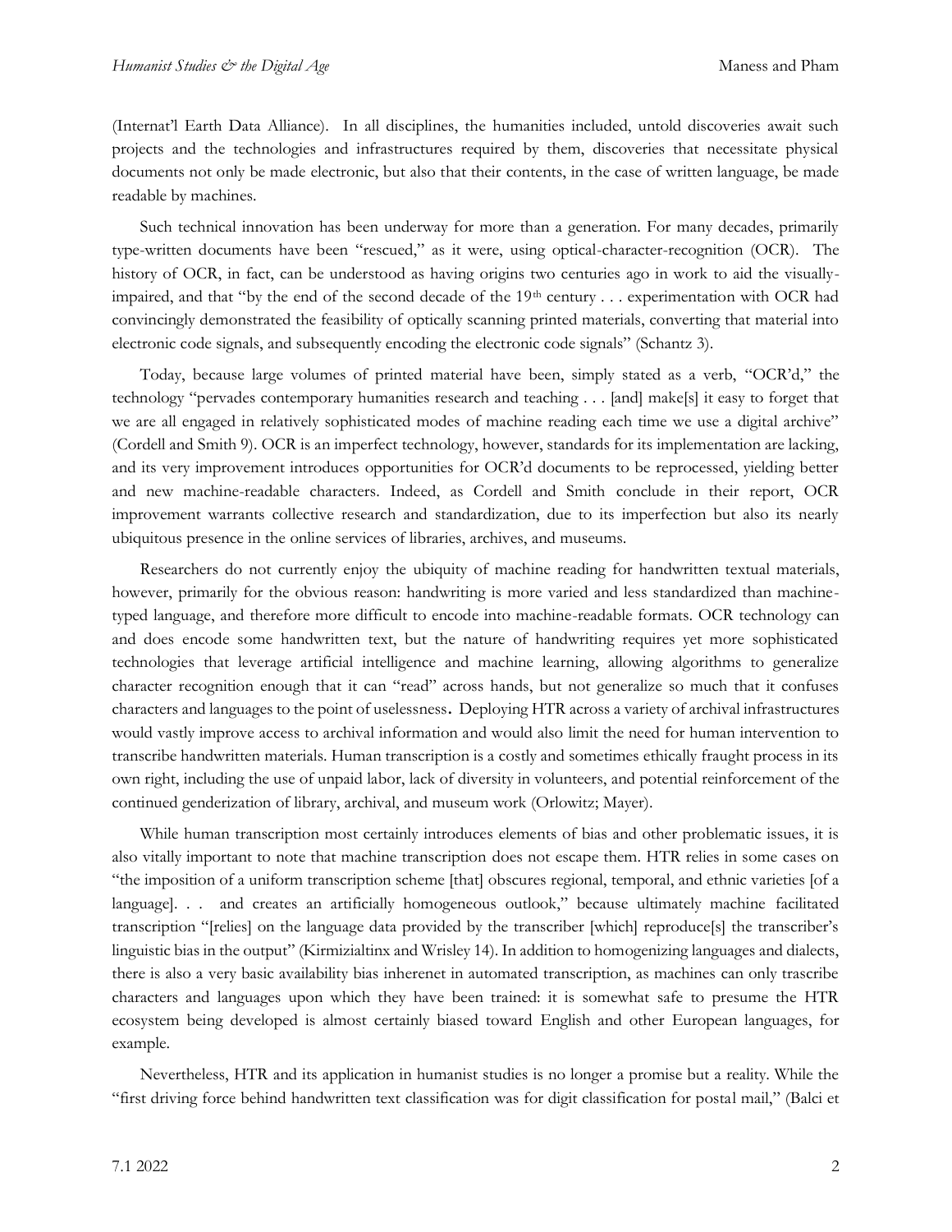(Internat'l Earth Data Alliance). In all disciplines, the humanities included, untold discoveries await such projects and the technologies and infrastructures required by them, discoveries that necessitate physical documents not only be made electronic, but also that their contents, in the case of written language, be made readable by machines.

Such technical innovation has been underway for more than a generation. For many decades, primarily type-written documents have been "rescued," as it were, using optical-character-recognition (OCR). The history of OCR, in fact, can be understood as having origins two centuries ago in work to aid the visually-impaired, and that "by the end of the second decade of the 19th century . . . experimentation with OCR had convincingly demonstrated the feasibility of optically scanning printed materials, converting that material into electronic code signals, and subsequently encoding the electronic code signals" (Schantz 3).

Today, because large volumes of printed material have been, simply stated as a verb, "OCR'd," the technology "pervades contemporary humanities research and teaching . . . [and] make[s] it easy to forget that we are all engaged in relatively sophisticated modes of machine reading each time we use a digital archive" (Cordell and Smith 9). OCR is an imperfect technology, however, standards for its implementation are lacking, and its very improvement introduces opportunities for OCR'd documents to be reprocessed, yielding better and new machine-readable characters. Indeed, as Cordell and Smith conclude in their report, OCR improvement warrants collective research and standardization, due to its imperfection but also its nearly ubiquitous presence in the online services of libraries, archives, and museums.

Researchers do not currently enjoy the ubiquity of machine reading for handwritten textual materials, however, primarily for the obvious reason: handwriting is more varied and less standardized than machine-typed language, and therefore more difficult to encode into machine-readable formats. OCR technology can and does encode some handwritten text, but the nature of handwriting requires yet more sophisticated technologies that leverage artificial intelligence and machine learning, allowing algorithms to generalize character recognition enough that it can "read" across hands, but not generalize so much that it confuses characters and languages to the point of uselessness. Deploying HTR across a variety of archival infrastructures would vastly improve access to archival information and would also limit the need for human intervention to transcribe handwritten materials. Human transcription is a costly and sometimes ethically fraught process in its own right, including the use of unpaid labor, lack of diversity in volunteers, and potential reinforcement of the continued genderization of library, archival, and museum work (Orlowitz; Mayer).

While human transcription most certainly introduces elements of bias and other problematic issues, it is also vitally important to note that machine transcription does not escape them. HTR relies in some cases on "the imposition of a uniform transcription scheme [that] obscures regional, temporal, and ethnic varieties [of a language]. . . and creates an artificially homogeneous outlook," because ultimately machine facilitated transcription "[relies] on the language data provided by the transcriber [which] reproduce[s] the transcriber's linguistic bias in the output" (Kirmizialtinx and Wrisley 14). In addition to homogenizing languages and dialects, there is also a very basic availability bias inherenet in automated transcription, as machines can only trascribe characters and languages upon which they have been trained: it is somewhat safe to presume the HTR ecosystem being developed is almost certainly biased toward English and other European languages, for example.

Nevertheless, HTR and its application in humanist studies is no longer a promise but a reality. While the "first driving force behind handwritten text classification was for digit classification for postal mail," (Balci et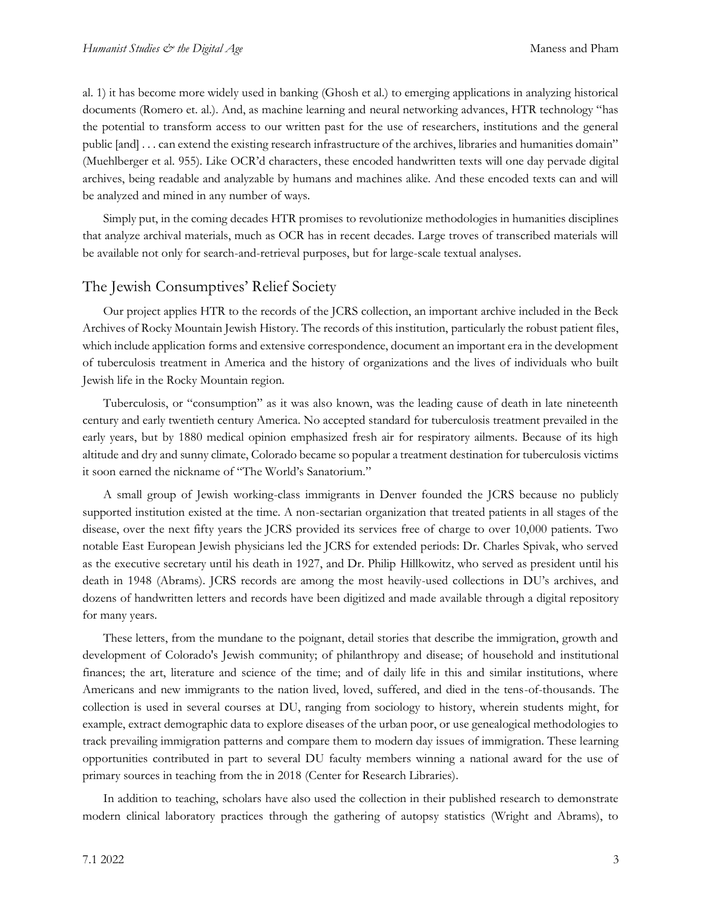al. 1) it has become more widely used in banking (Ghosh et al.) to emerging applications in analyzing historical documents (Romero et. al.). And, as machine learning and neural networking advances, HTR technology "has the potential to transform access to our written past for the use of researchers, institutions and the general public [and] . . . can extend the existing research infrastructure of the archives, libraries and humanities domain" (Muehlberger et al. 955). Like OCR'd characters, these encoded handwritten texts will one day pervade digital archives, being readable and analyzable by humans and machines alike. And these encoded texts can and will be analyzed and mined in any number of ways.

Simply put, in the coming decades HTR promises to revolutionize methodologies in humanities disciplines that analyze archival materials, much as OCR has in recent decades. Large troves of transcribed materials will be available not only for search-and-retrieval purposes, but for large-scale textual analyses.

## The Jewish Consumptives' Relief Society

Our project applies HTR to the records of the JCRS collection, an important archive included in the Beck Archives of Rocky Mountain Jewish History. The records of this institution, particularly the robust patient files, which include application forms and extensive correspondence, document an important era in the development of tuberculosis treatment in America and the history of organizations and the lives of individuals who built Jewish life in the Rocky Mountain region.

Tuberculosis, or "consumption" as it was also known, was the leading cause of death in late nineteenth century and early twentieth century America. No accepted standard for tuberculosis treatment prevailed in the early years, but by 1880 medical opinion emphasized fresh air for respiratory ailments. Because of its high altitude and dry and sunny climate, Colorado became so popular a treatment destination for tuberculosis victims it soon earned the nickname of "The World's Sanatorium."

A small group of Jewish working-class immigrants in Denver founded the JCRS because no publicly supported institution existed at the time. A non-sectarian organization that treated patients in all stages of the disease, over the next fifty years the JCRS provided its services free of charge to over 10,000 patients. Two notable East European Jewish physicians led the JCRS for extended periods: Dr. Charles Spivak, who served as the executive secretary until his death in 1927, and Dr. Philip Hillkowitz, who served as president until his death in 1948 (Abrams). JCRS records are among the most heavily-used collections in DU's archives, and dozens of handwritten letters and records have been digitized and made available through a digital repository for many years.

These letters, from the mundane to the poignant, detail stories that describe the immigration, growth and development of Colorado's Jewish community; of philanthropy and disease; of household and institutional finances; the art, literature and science of the time; and of daily life in this and similar institutions, where Americans and new immigrants to the nation lived, loved, suffered, and died in the tens-of-thousands. The collection is used in several courses at DU, ranging from sociology to history, wherein students might, for example, extract demographic data to explore diseases of the urban poor, or use genealogical methodologies to track prevailing immigration patterns and compare them to modern day issues of immigration. These learning opportunities contributed in part to several DU faculty members winning a national award for the use of primary sources in teaching from the in 2018 (Center for Research Libraries).

In addition to teaching, scholars have also used the collection in their published research to demonstrate modern clinical laboratory practices through the gathering of autopsy statistics (Wright and Abrams), to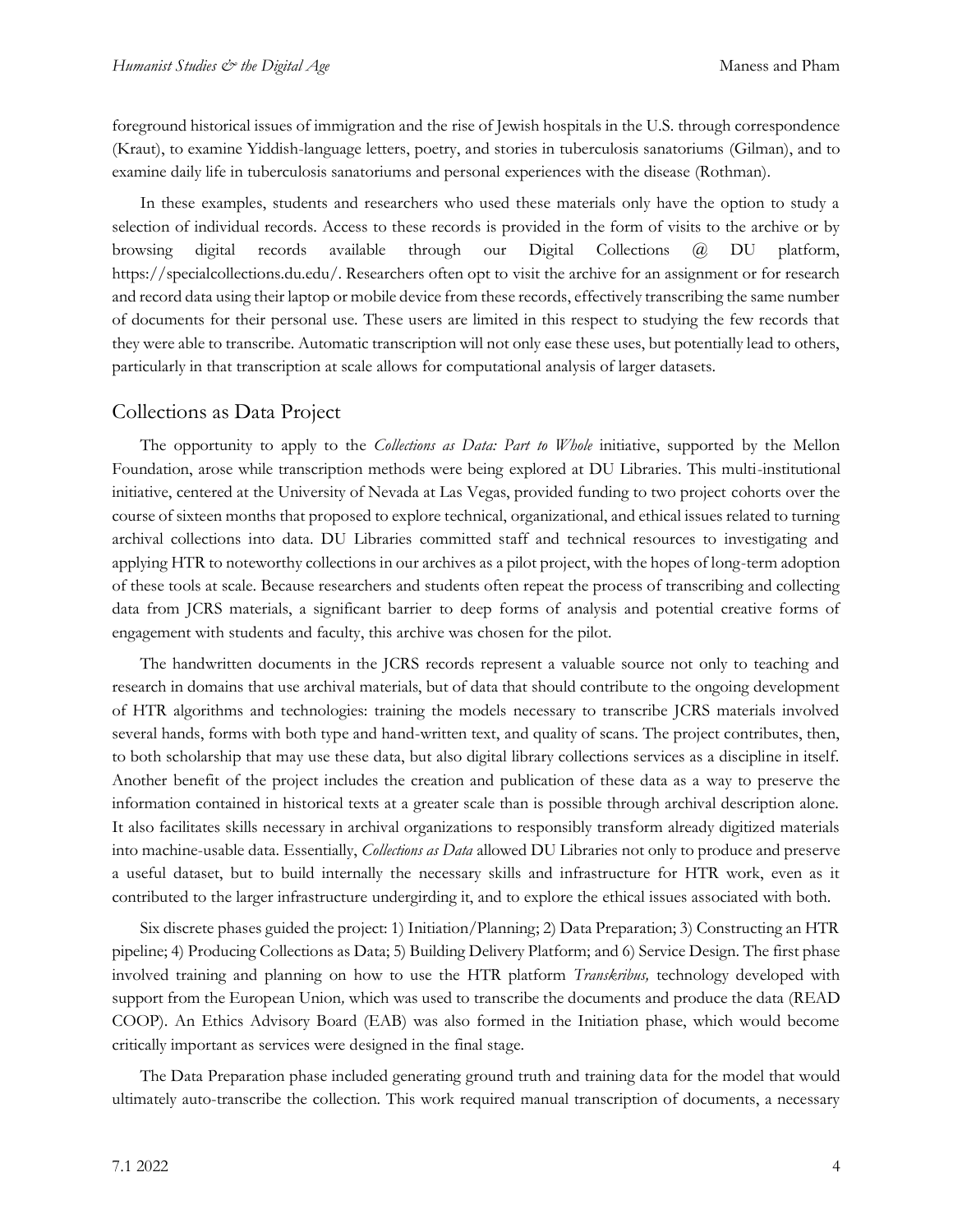foreground historical issues of immigration and the rise of Jewish hospitals in the U.S. through correspondence (Kraut), to examine Yiddish-language letters, poetry, and stories in tuberculosis sanatoriums (Gilman), and to examine daily life in tuberculosis sanatoriums and personal experiences with the disease (Rothman).

In these examples, students and researchers who used these materials only have the option to study a selection of individual records. Access to these records is provided in the form of visits to the archive or by browsing digital records available through our Digital Collections @ DU platform, https://specialcollections.du.edu/. Researchers often opt to visit the archive for an assignment or for research and record data using their laptop or mobile device from these records, effectively transcribing the same number of documents for their personal use. These users are limited in this respect to studying the few records that they were able to transcribe. Automatic transcription will not only ease these uses, but potentially lead to others, particularly in that transcription at scale allows for computational analysis of larger datasets.

## Collections as Data Project

The opportunity to apply to the *Collections as Data: Part to Whole* initiative, supported by the Mellon Foundation, arose while transcription methods were being explored at DU Libraries. This multi-institutional initiative, centered at the University of Nevada at Las Vegas, provided funding to two project cohorts over the course of sixteen months that proposed to explore technical, organizational, and ethical issues related to turning archival collections into data. DU Libraries committed staff and technical resources to investigating and applying HTR to noteworthy collections in our archives as a pilot project, with the hopes of long-term adoption of these tools at scale. Because researchers and students often repeat the process of transcribing and collecting data from JCRS materials, a significant barrier to deep forms of analysis and potential creative forms of engagement with students and faculty, this archive was chosen for the pilot.

The handwritten documents in the JCRS records represent a valuable source not only to teaching and research in domains that use archival materials, but of data that should contribute to the ongoing development of HTR algorithms and technologies: training the models necessary to transcribe JCRS materials involved several hands, forms with both type and hand-written text, and quality of scans. The project contributes, then, to both scholarship that may use these data, but also digital library collections services as a discipline in itself. Another benefit of the project includes the creation and publication of these data as a way to preserve the information contained in historical texts at a greater scale than is possible through archival description alone. It also facilitates skills necessary in archival organizations to responsibly transform already digitized materials into machine-usable data. Essentially, *Collections as Data* allowed DU Libraries not only to produce and preserve a useful dataset, but to build internally the necessary skills and infrastructure for HTR work, even as it contributed to the larger infrastructure undergirding it, and to explore the ethical issues associated with both.

Six discrete phases guided the project: 1) Initiation/Planning; 2) Data Preparation; 3) Constructing an HTR pipeline; 4) Producing Collections as Data; 5) Building Delivery Platform; and 6) Service Design. The first phase involved training and planning on how to use the HTR platform *Transkribus,* technology developed with support from the European Union*,* which was used to transcribe the documents and produce the data (READ COOP). An Ethics Advisory Board (EAB) was also formed in the Initiation phase, which would become critically important as services were designed in the final stage.

The Data Preparation phase included generating ground truth and training data for the model that would ultimately auto-transcribe the collection. This work required manual transcription of documents, a necessary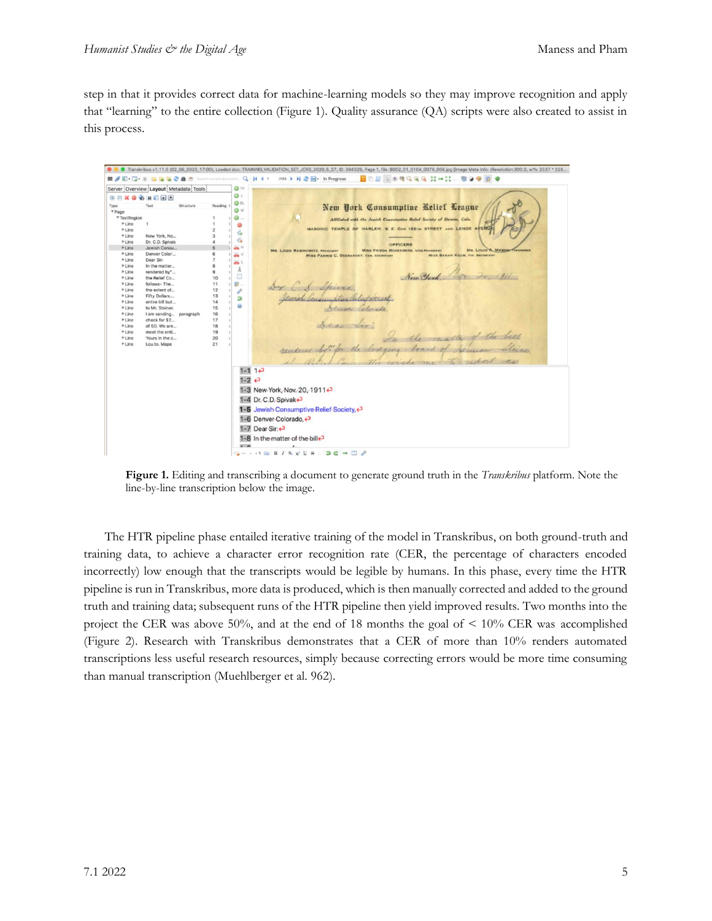step in that it provides correct data for machine-learning models so they may improve recognition and apply that "learning" to the entire collection (Figure 1). Quality assurance (QA) scripts were also created to assist in this process.

**Figure 1.** Editing and transcribing a document to generate ground truth in the *Transkribus* platform. Note the line-by-line transcription below the image.

The HTR pipeline phase entailed iterative training of the model in Transkribus, on both ground-truth and training data, to achieve a character error recognition rate (CER, the percentage of characters encoded incorrectly) low enough that the transcripts would be legible by humans. In this phase, every time the HTR pipeline is run in Transkribus, more data is produced, which is then manually corrected and added to the ground truth and training data; subsequent runs of the HTR pipeline then yield improved results. Two months into the project the CER was above 50%, and at the end of 18 months the goal of < 10% CER was accomplished (Figure 2). Research with Transkribus demonstrates that a CER of more than 10% renders automated transcriptions less useful research resources, simply because correcting errors would be more time consuming than manual transcription (Muehlberger et al. 962).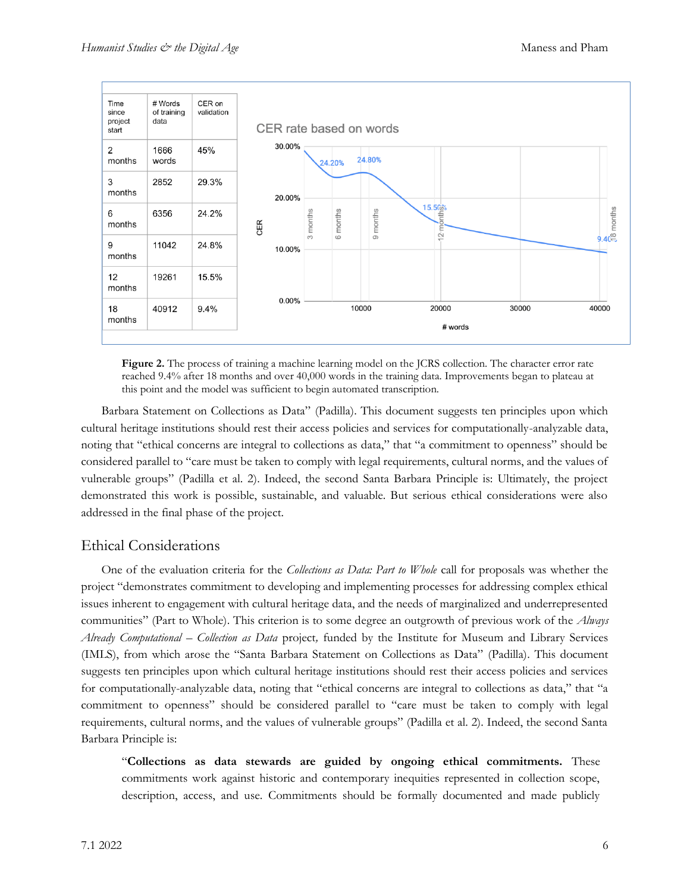| Time since project start | # Words of training data | CER on validation |
|---|---|---|
| 2 months | 1666 words | 45% |
| 3 months | 2852 | 29.3% |
| 6 months | 6356 | 24.2% |
| 9 months | 11042 | 24.8% |
| 12 months | 19261 | 15.5% |
| 18 months | 40912 | 9.4% |

**Figure 2.** The process of training a machine learning model on the JCRS collection. The character error rate reached 9.4% after 18 months and over 40,000 words in the training data. Improvements began to plateau at this point and the model was sufficient to begin automated transcription.

Barbara Statement on Collections as Data" (Padilla). This document suggests ten principles upon which cultural heritage institutions should rest their access policies and services for computationally-analyzable data, noting that "ethical concerns are integral to collections as data," that "a commitment to openness" should be considered parallel to "care must be taken to comply with legal requirements, cultural norms, and the values of vulnerable groups" (Padilla et al. 2). Indeed, the second Santa Barbara Principle is: Ultimately, the project demonstrated this work is possible, sustainable, and valuable. But serious ethical considerations were also addressed in the final phase of the project.

## Ethical Considerations

One of the evaluation criteria for the *Collections as Data: Part to Whole* call for proposals was whether the project "demonstrates commitment to developing and implementing processes for addressing complex ethical issues inherent to engagement with cultural heritage data, and the needs of marginalized and underrepresented communities" (Part to Whole). This criterion is to some degree an outgrowth of previous work of the *Always Already Computational – Collection as Data* project, funded by the Institute for Museum and Library Services (IMLS), from which arose the "Santa Barbara Statement on Collections as Data" (Padilla). This document suggests ten principles upon which cultural heritage institutions should rest their access policies and services for computationally-analyzable data, noting that "ethical concerns are integral to collections as data," that "a commitment to openness" should be considered parallel to "care must be taken to comply with legal requirements, cultural norms, and the values of vulnerable groups" (Padilla et al. 2). Indeed, the second Santa Barbara Principle is:

> "**Collections as data stewards are guided by ongoing ethical commitments.** These commitments work against historic and contemporary inequities represented in collection scope, description, access, and use. Commitments should be formally documented and made publicly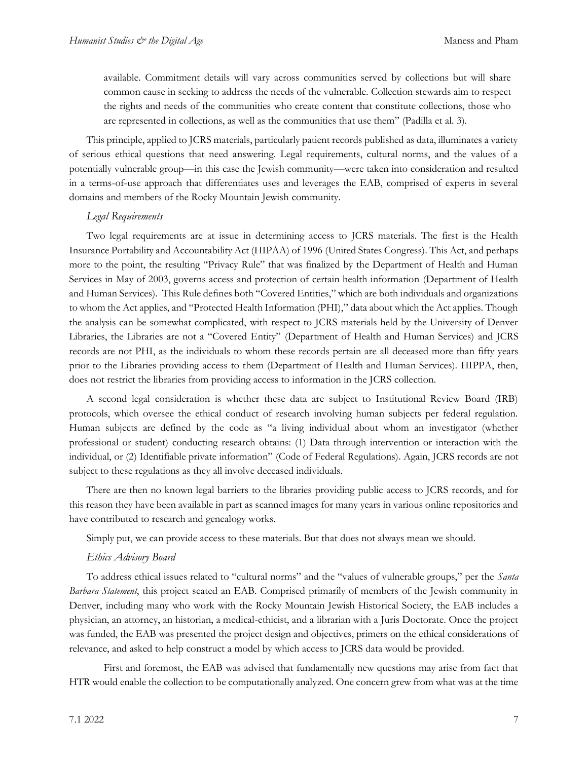> available. Commitment details will vary across communities served by collections but will share common cause in seeking to address the needs of the vulnerable. Collection stewards aim to respect the rights and needs of the communities who create content that constitute collections, those who are represented in collections, as well as the communities that use them" (Padilla et al. 3).

This principle, applied to JCRS materials, particularly patient records published as data, illuminates a variety of serious ethical questions that need answering. Legal requirements, cultural norms, and the values of a potentially vulnerable group—in this case the Jewish community—were taken into consideration and resulted in a terms-of-use approach that differentiates uses and leverages the EAB, comprised of experts in several domains and members of the Rocky Mountain Jewish community.

*Legal Requirements*

Two legal requirements are at issue in determining access to JCRS materials. The first is the Health Insurance Portability and Accountability Act (HIPAA) of 1996 (United States Congress). This Act, and perhaps more to the point, the resulting "Privacy Rule" that was finalized by the Department of Health and Human Services in May of 2003, governs access and protection of certain health information (Department of Health and Human Services). This Rule defines both "Covered Entities," which are both individuals and organizations to whom the Act applies, and "Protected Health Information (PHI)," data about which the Act applies. Though the analysis can be somewhat complicated, with respect to JCRS materials held by the University of Denver Libraries, the Libraries are not a "Covered Entity" (Department of Health and Human Services) and JCRS records are not PHI, as the individuals to whom these records pertain are all deceased more than fifty years prior to the Libraries providing access to them (Department of Health and Human Services). HIPPA, then, does not restrict the libraries from providing access to information in the JCRS collection.

A second legal consideration is whether these data are subject to Institutional Review Board (IRB) protocols, which oversee the ethical conduct of research involving human subjects per federal regulation. Human subjects are defined by the code as "a living individual about whom an investigator (whether professional or student) conducting research obtains: (1) Data through intervention or interaction with the individual, or (2) Identifiable private information" (Code of Federal Regulations). Again, JCRS records are not subject to these regulations as they all involve deceased individuals.

There are then no known legal barriers to the libraries providing public access to JCRS records, and for this reason they have been available in part as scanned images for many years in various online repositories and have contributed to research and genealogy works.

Simply put, we can provide access to these materials. But that does not always mean we should.

*Ethics Advisory Board*

To address ethical issues related to "cultural norms" and the "values of vulnerable groups," per the *Santa Barbara Statement*, this project seated an EAB. Comprised primarily of members of the Jewish community in Denver, including many who work with the Rocky Mountain Jewish Historical Society, the EAB includes a physician, an attorney, an historian, a medical-ethicist, and a librarian with a Juris Doctorate. Once the project was funded, the EAB was presented the project design and objectives, primers on the ethical considerations of relevance, and asked to help construct a model by which access to JCRS data would be provided.

First and foremost, the EAB was advised that fundamentally new questions may arise from fact that HTR would enable the collection to be computationally analyzed. One concern grew from what was at the time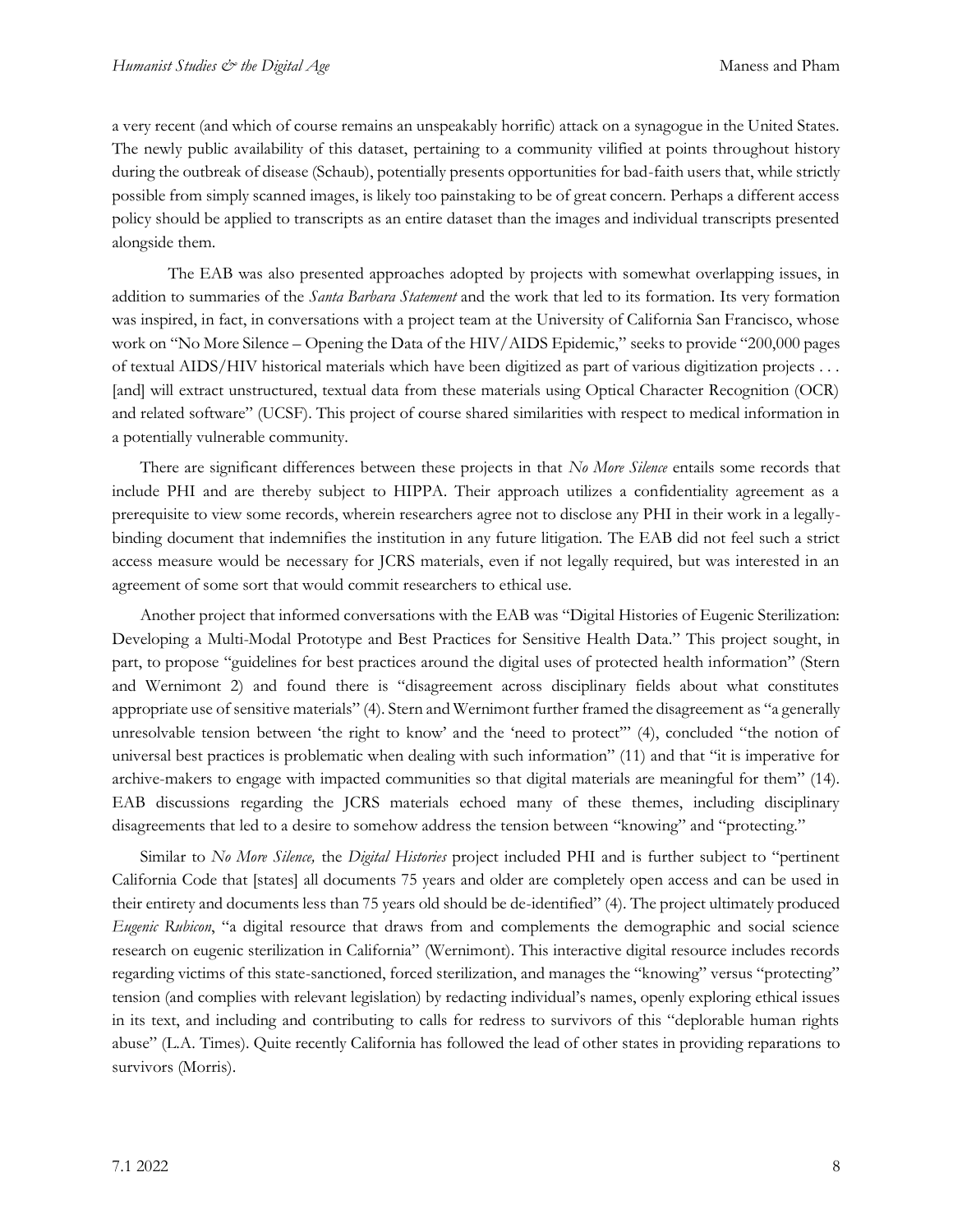a very recent (and which of course remains an unspeakably horrific) attack on a synagogue in the United States. The newly public availability of this dataset, pertaining to a community vilified at points throughout history during the outbreak of disease (Schaub), potentially presents opportunities for bad-faith users that, while strictly possible from simply scanned images, is likely too painstaking to be of great concern. Perhaps a different access policy should be applied to transcripts as an entire dataset than the images and individual transcripts presented alongside them.

The EAB was also presented approaches adopted by projects with somewhat overlapping issues, in addition to summaries of the *Santa Barbara Statement* and the work that led to its formation. Its very formation was inspired, in fact, in conversations with a project team at the University of California San Francisco, whose work on "No More Silence – Opening the Data of the HIV/AIDS Epidemic," seeks to provide "200,000 pages of textual AIDS/HIV historical materials which have been digitized as part of various digitization projects . . . [and] will extract unstructured, textual data from these materials using Optical Character Recognition (OCR) and related software" (UCSF). This project of course shared similarities with respect to medical information in a potentially vulnerable community.

There are significant differences between these projects in that *No More Silence* entails some records that include PHI and are thereby subject to HIPPA. Their approach utilizes a confidentiality agreement as a prerequisite to view some records, wherein researchers agree not to disclose any PHI in their work in a legally-binding document that indemnifies the institution in any future litigation. The EAB did not feel such a strict access measure would be necessary for JCRS materials, even if not legally required, but was interested in an agreement of some sort that would commit researchers to ethical use.

Another project that informed conversations with the EAB was "Digital Histories of Eugenic Sterilization: Developing a Multi-Modal Prototype and Best Practices for Sensitive Health Data." This project sought, in part, to propose "guidelines for best practices around the digital uses of protected health information" (Stern and Wernimont 2) and found there is "disagreement across disciplinary fields about what constitutes appropriate use of sensitive materials" (4). Stern and Wernimont further framed the disagreement as "a generally unresolvable tension between 'the right to know' and the 'need to protect'" (4), concluded "the notion of universal best practices is problematic when dealing with such information" (11) and that "it is imperative for archive-makers to engage with impacted communities so that digital materials are meaningful for them" (14). EAB discussions regarding the JCRS materials echoed many of these themes, including disciplinary disagreements that led to a desire to somehow address the tension between "knowing" and "protecting."

Similar to *No More Silence,* the *Digital Histories* project included PHI and is further subject to "pertinent California Code that [states] all documents 75 years and older are completely open access and can be used in their entirety and documents less than 75 years old should be de-identified" (4). The project ultimately produced *Eugenic Rubicon*, "a digital resource that draws from and complements the demographic and social science research on eugenic sterilization in California" (Wernimont). This interactive digital resource includes records regarding victims of this state-sanctioned, forced sterilization, and manages the "knowing" versus "protecting" tension (and complies with relevant legislation) by redacting individual's names, openly exploring ethical issues in its text, and including and contributing to calls for redress to survivors of this "deplorable human rights abuse" (L.A. Times). Quite recently California has followed the lead of other states in providing reparations to survivors (Morris).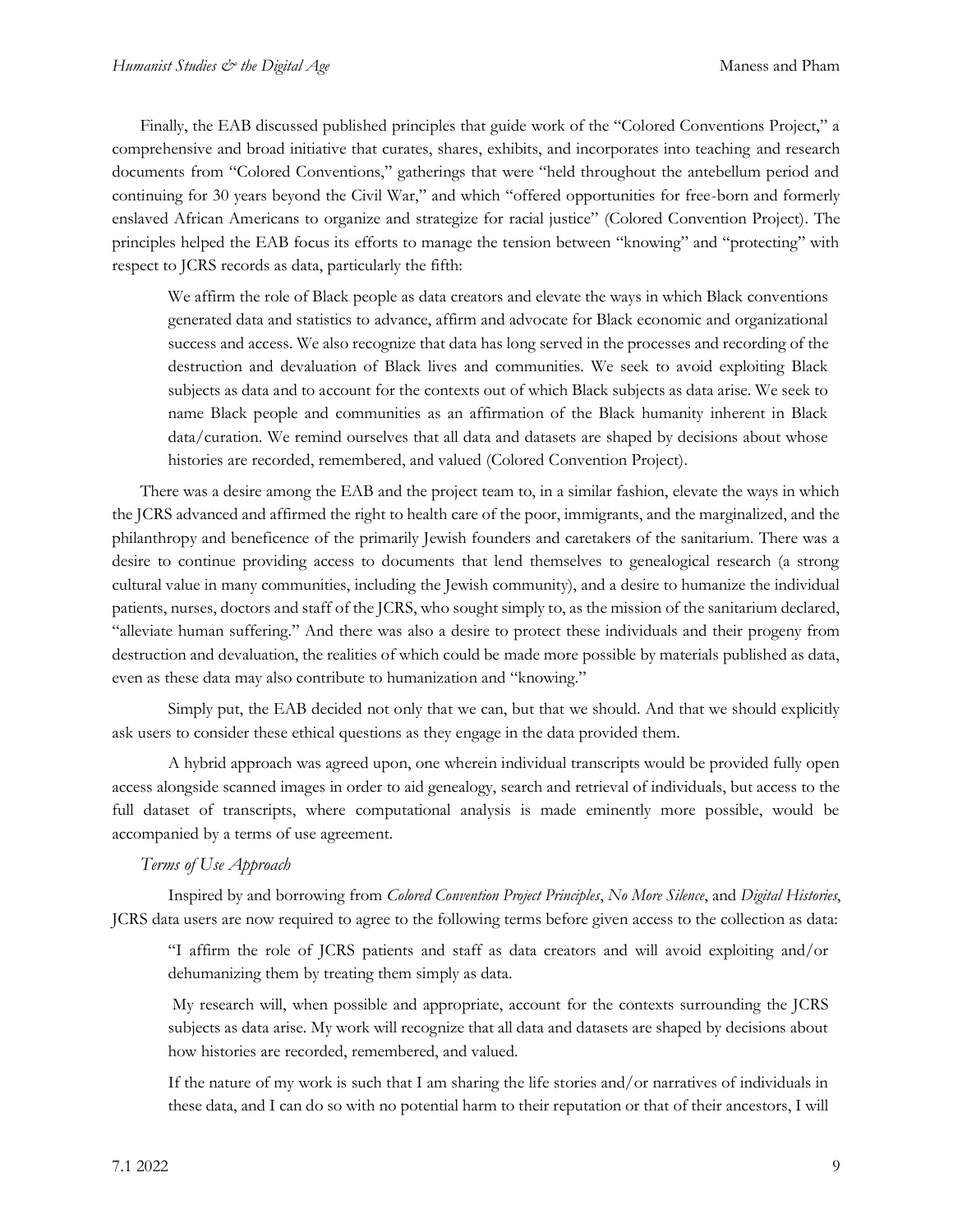Finally, the EAB discussed published principles that guide work of the "Colored Conventions Project," a comprehensive and broad initiative that curates, shares, exhibits, and incorporates into teaching and research documents from "Colored Conventions," gatherings that were "held throughout the antebellum period and continuing for 30 years beyond the Civil War," and which "offered opportunities for free-born and formerly enslaved African Americans to organize and strategize for racial justice" (Colored Convention Project). The principles helped the EAB focus its efforts to manage the tension between "knowing" and "protecting" with respect to JCRS records as data, particularly the fifth:

> We affirm the role of Black people as data creators and elevate the ways in which Black conventions generated data and statistics to advance, affirm and advocate for Black economic and organizational success and access. We also recognize that data has long served in the processes and recording of the destruction and devaluation of Black lives and communities. We seek to avoid exploiting Black subjects as data and to account for the contexts out of which Black subjects as data arise. We seek to name Black people and communities as an affirmation of the Black humanity inherent in Black data/curation. We remind ourselves that all data and datasets are shaped by decisions about whose histories are recorded, remembered, and valued (Colored Convention Project).

There was a desire among the EAB and the project team to, in a similar fashion, elevate the ways in which the JCRS advanced and affirmed the right to health care of the poor, immigrants, and the marginalized, and the philanthropy and beneficence of the primarily Jewish founders and caretakers of the sanitarium. There was a desire to continue providing access to documents that lend themselves to genealogical research (a strong cultural value in many communities, including the Jewish community), and a desire to humanize the individual patients, nurses, doctors and staff of the JCRS, who sought simply to, as the mission of the sanitarium declared, "alleviate human suffering." And there was also a desire to protect these individuals and their progeny from destruction and devaluation, the realities of which could be made more possible by materials published as data, even as these data may also contribute to humanization and "knowing."

Simply put, the EAB decided not only that we can, but that we should. And that we should explicitly ask users to consider these ethical questions as they engage in the data provided them.

A hybrid approach was agreed upon, one wherein individual transcripts would be provided fully open access alongside scanned images in order to aid genealogy, search and retrieval of individuals, but access to the full dataset of transcripts, where computational analysis is made eminently more possible, would be accompanied by a terms of use agreement.

*Terms of Use Approach*

Inspired by and borrowing from *Colored Convention Project Principles*, *No More Silence*, and *Digital Histories*, JCRS data users are now required to agree to the following terms before given access to the collection as data:

> "I affirm the role of JCRS patients and staff as data creators and will avoid exploiting and/or dehumanizing them by treating them simply as data.
>
> My research will, when possible and appropriate, account for the contexts surrounding the JCRS subjects as data arise. My work will recognize that all data and datasets are shaped by decisions about how histories are recorded, remembered, and valued.
>
> If the nature of my work is such that I am sharing the life stories and/or narratives of individuals in these data, and I can do so with no potential harm to their reputation or that of their ancestors, I will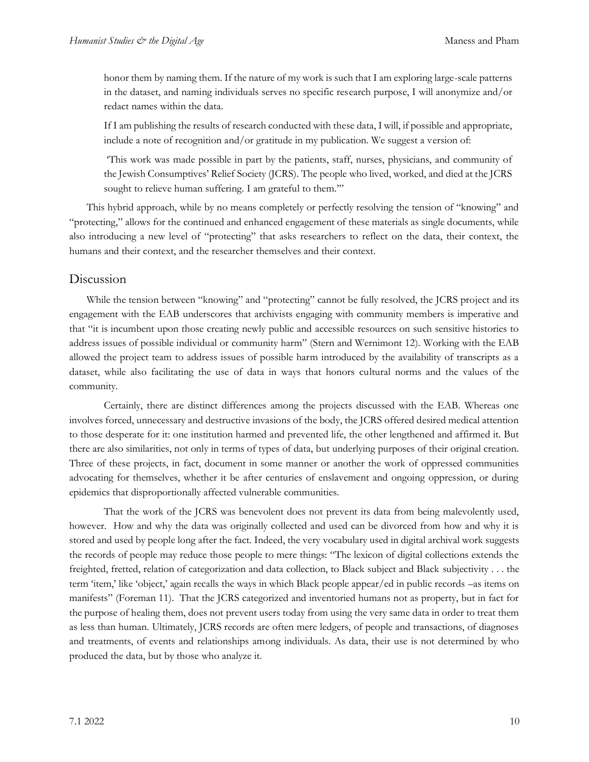honor them by naming them. If the nature of my work is such that I am exploring large-scale patterns in the dataset, and naming individuals serves no specific research purpose, I will anonymize and/or redact names within the data.

If I am publishing the results of research conducted with these data, I will, if possible and appropriate, include a note of recognition and/or gratitude in my publication. We suggest a version of:

'This work was made possible in part by the patients, staff, nurses, physicians, and community of the Jewish Consumptives' Relief Society (JCRS). The people who lived, worked, and died at the JCRS sought to relieve human suffering. I am grateful to them.'"

This hybrid approach, while by no means completely or perfectly resolving the tension of "knowing" and "protecting," allows for the continued and enhanced engagement of these materials as single documents, while also introducing a new level of "protecting" that asks researchers to reflect on the data, their context, the humans and their context, and the researcher themselves and their context.

## Discussion

While the tension between "knowing" and "protecting" cannot be fully resolved, the JCRS project and its engagement with the EAB underscores that archivists engaging with community members is imperative and that "it is incumbent upon those creating newly public and accessible resources on such sensitive histories to address issues of possible individual or community harm" (Stern and Wernimont 12). Working with the EAB allowed the project team to address issues of possible harm introduced by the availability of transcripts as a dataset, while also facilitating the use of data in ways that honors cultural norms and the values of the community.

Certainly, there are distinct differences among the projects discussed with the EAB. Whereas one involves forced, unnecessary and destructive invasions of the body, the JCRS offered desired medical attention to those desperate for it: one institution harmed and prevented life, the other lengthened and affirmed it. But there are also similarities, not only in terms of types of data, but underlying purposes of their original creation. Three of these projects, in fact, document in some manner or another the work of oppressed communities advocating for themselves, whether it be after centuries of enslavement and ongoing oppression, or during epidemics that disproportionally affected vulnerable communities.

That the work of the JCRS was benevolent does not prevent its data from being malevolently used, however. How and why the data was originally collected and used can be divorced from how and why it is stored and used by people long after the fact. Indeed, the very vocabulary used in digital archival work suggests the records of people may reduce those people to mere things: "The lexicon of digital collections extends the freighted, fretted, relation of categorization and data collection, to Black subject and Black subjectivity . . . the term 'item,' like 'object,' again recalls the ways in which Black people appear/ed in public records –as items on manifests" (Foreman 11). That the JCRS categorized and inventoried humans not as property, but in fact for the purpose of healing them, does not prevent users today from using the very same data in order to treat them as less than human. Ultimately, JCRS records are often mere ledgers, of people and transactions, of diagnoses and treatments, of events and relationships among individuals. As data, their use is not determined by who produced the data, but by those who analyze it.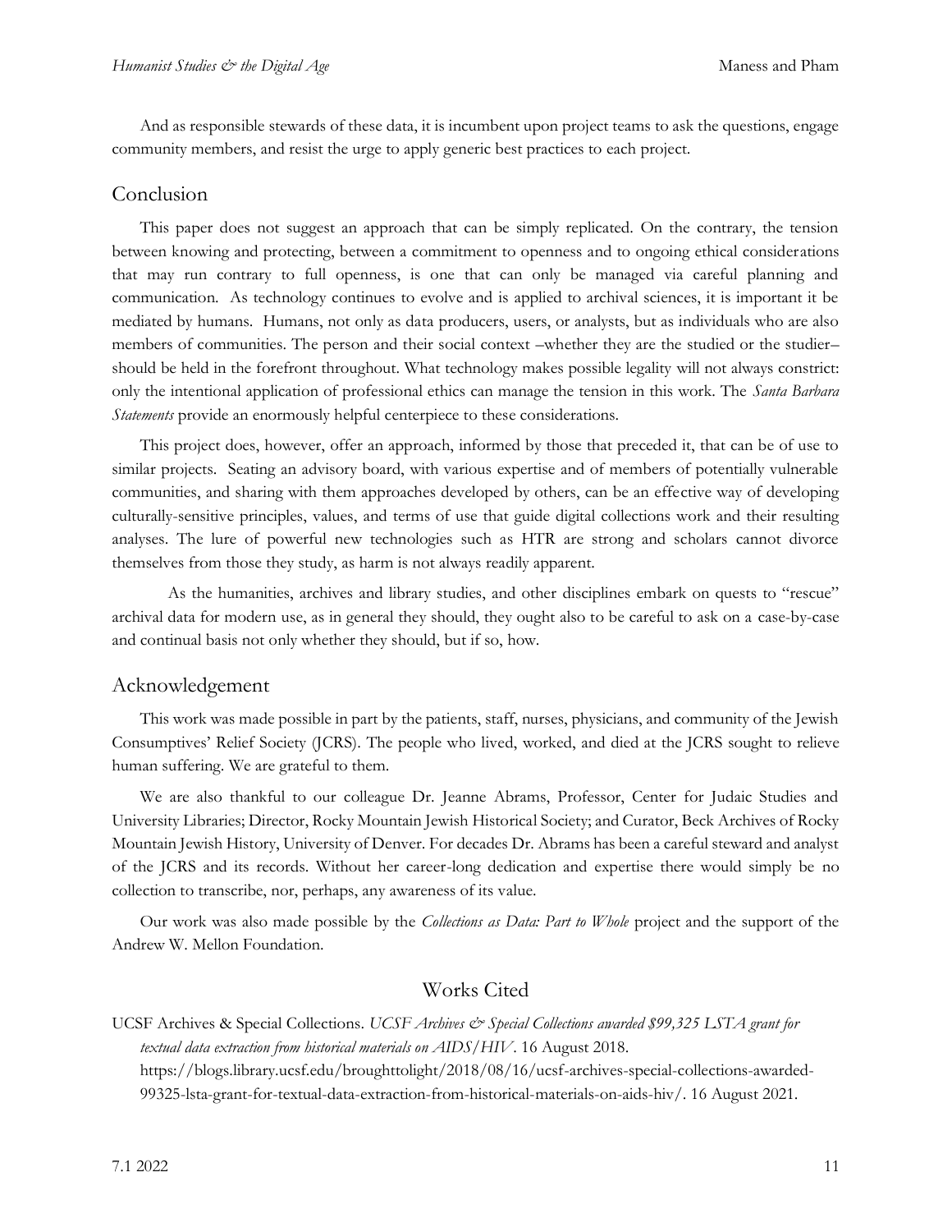And as responsible stewards of these data, it is incumbent upon project teams to ask the questions, engage community members, and resist the urge to apply generic best practices to each project.

## Conclusion

This paper does not suggest an approach that can be simply replicated. On the contrary, the tension between knowing and protecting, between a commitment to openness and to ongoing ethical considerations that may run contrary to full openness, is one that can only be managed via careful planning and communication. As technology continues to evolve and is applied to archival sciences, it is important it be mediated by humans. Humans, not only as data producers, users, or analysts, but as individuals who are also members of communities. The person and their social context –whether they are the studied or the studier– should be held in the forefront throughout. What technology makes possible legality will not always constrict: only the intentional application of professional ethics can manage the tension in this work. The *Santa Barbara Statements* provide an enormously helpful centerpiece to these considerations.

This project does, however, offer an approach, informed by those that preceded it, that can be of use to similar projects. Seating an advisory board, with various expertise and of members of potentially vulnerable communities, and sharing with them approaches developed by others, can be an effective way of developing culturally-sensitive principles, values, and terms of use that guide digital collections work and their resulting analyses. The lure of powerful new technologies such as HTR are strong and scholars cannot divorce themselves from those they study, as harm is not always readily apparent.

As the humanities, archives and library studies, and other disciplines embark on quests to "rescue" archival data for modern use, as in general they should, they ought also to be careful to ask on a case-by-case and continual basis not only whether they should, but if so, how.

## Acknowledgement

This work was made possible in part by the patients, staff, nurses, physicians, and community of the Jewish Consumptives' Relief Society (JCRS). The people who lived, worked, and died at the JCRS sought to relieve human suffering. We are grateful to them.

We are also thankful to our colleague Dr. Jeanne Abrams, Professor, Center for Judaic Studies and University Libraries; Director, Rocky Mountain Jewish Historical Society; and Curator, Beck Archives of Rocky Mountain Jewish History, University of Denver. For decades Dr. Abrams has been a careful steward and analyst of the JCRS and its records. Without her career-long dedication and expertise there would simply be no collection to transcribe, nor, perhaps, any awareness of its value.

Our work was also made possible by the *Collections as Data: Part to Whole* project and the support of the Andrew W. Mellon Foundation.

## Works Cited

UCSF Archives & Special Collections. *UCSF Archives & Special Collections awarded $99,325 LSTA grant for textual data extraction from historical materials on AIDS/HIV*. 16 August 2018. https://blogs.library.ucsf.edu/broughttolight/2018/08/16/ucsf-archives-special-collections-awarded-99325-lsta-grant-for-textual-data-extraction-from-historical-materials-on-aids-hiv/. 16 August 2021.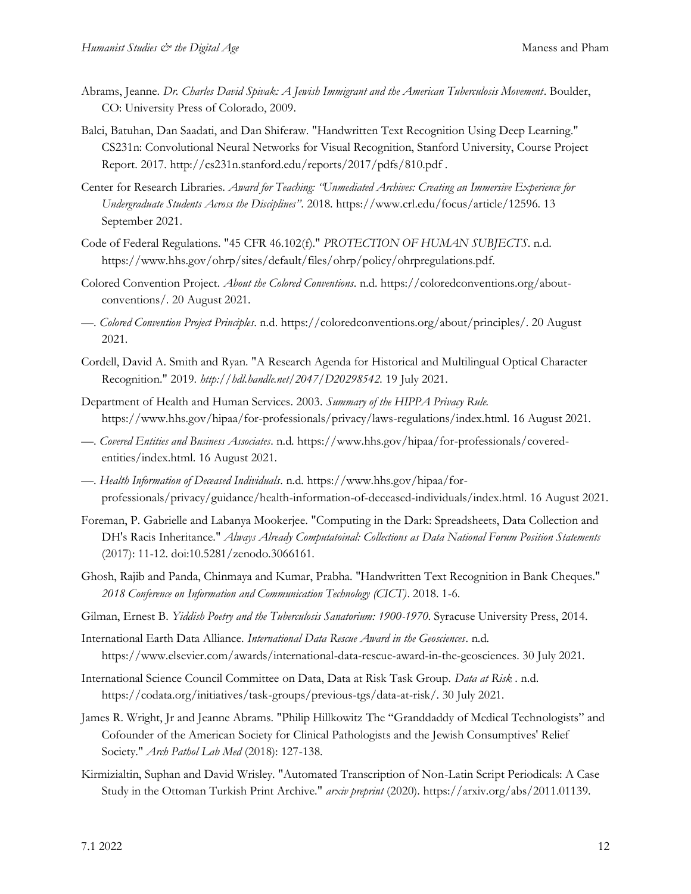Abrams, Jeanne. *Dr. Charles David Spivak: A Jewish Immigrant and the American Tuberculosis Movement*. Boulder, CO: University Press of Colorado, 2009.

Balci, Batuhan, Dan Saadati, and Dan Shiferaw. "Handwritten Text Recognition Using Deep Learning." CS231n: Convolutional Neural Networks for Visual Recognition, Stanford University, Course Project Report. 2017. http://cs231n.stanford.edu/reports/2017/pdfs/810.pdf .

Center for Research Libraries. *Award for Teaching: "Unmediated Archives: Creating an Immersive Experience for Undergraduate Students Across the Disciplines"*. 2018. https://www.crl.edu/focus/article/12596. 13 September 2021.

Code of Federal Regulations. "45 CFR 46.102(f)." *PROTECTION OF HUMAN SUBJECTS*. n.d. https://www.hhs.gov/ohrp/sites/default/files/ohrp/policy/ohrpregulations.pdf.

Colored Convention Project. *About the Colored Conventions*. n.d. https://coloredconventions.org/about-conventions/. 20 August 2021.

—. *Colored Convention Project Principles*. n.d. https://coloredconventions.org/about/principles/. 20 August 2021.

Cordell, David A. Smith and Ryan. "A Research Agenda for Historical and Multilingual Optical Character Recognition." 2019. *http://hdl.handle.net/2047/D20298542*. 19 July 2021.

Department of Health and Human Services. 2003. *Summary of the HIPPA Privacy Rule.* https://www.hhs.gov/hipaa/for-professionals/privacy/laws-regulations/index.html. 16 August 2021.

—. *Covered Entities and Business Associates*. n.d. https://www.hhs.gov/hipaa/for-professionals/covered-entities/index.html. 16 August 2021.

—. *Health Information of Deceased Individuals*. n.d. https://www.hhs.gov/hipaa/for-professionals/privacy/guidance/health-information-of-deceased-individuals/index.html. 16 August 2021.

Foreman, P. Gabrielle and Labanya Mookerjee. "Computing in the Dark: Spreadsheets, Data Collection and DH's Racis Inheritance." *Always Already Computatoinal: Collections as Data National Forum Position Statements* (2017): 11-12. doi:10.5281/zenodo.3066161.

Ghosh, Rajib and Panda, Chinmaya and Kumar, Prabha. "Handwritten Text Recognition in Bank Cheques." *2018 Conference on Information and Communication Technology (CICT)*. 2018. 1-6.

Gilman, Ernest B. *Yiddish Poetry and the Tuberculosis Sanatorium: 1900-1970*. Syracuse University Press, 2014.

International Earth Data Alliance. *International Data Rescue Award in the Geosciences*. n.d. https://www.elsevier.com/awards/international-data-rescue-award-in-the-geosciences. 30 July 2021.

International Science Council Committee on Data, Data at Risk Task Group. *Data at Risk* . n.d. https://codata.org/initiatives/task-groups/previous-tgs/data-at-risk/. 30 July 2021.

James R. Wright, Jr and Jeanne Abrams. "Philip Hillkowitz The "Granddaddy of Medical Technologists" and Cofounder of the American Society for Clinical Pathologists and the Jewish Consumptives' Relief Society." *Arch Pathol Lab Med* (2018): 127-138.

Kirmizialtin, Suphan and David Wrisley. "Automated Transcription of Non-Latin Script Periodicals: A Case Study in the Ottoman Turkish Print Archive." *arxiv preprint* (2020). https://arxiv.org/abs/2011.01139.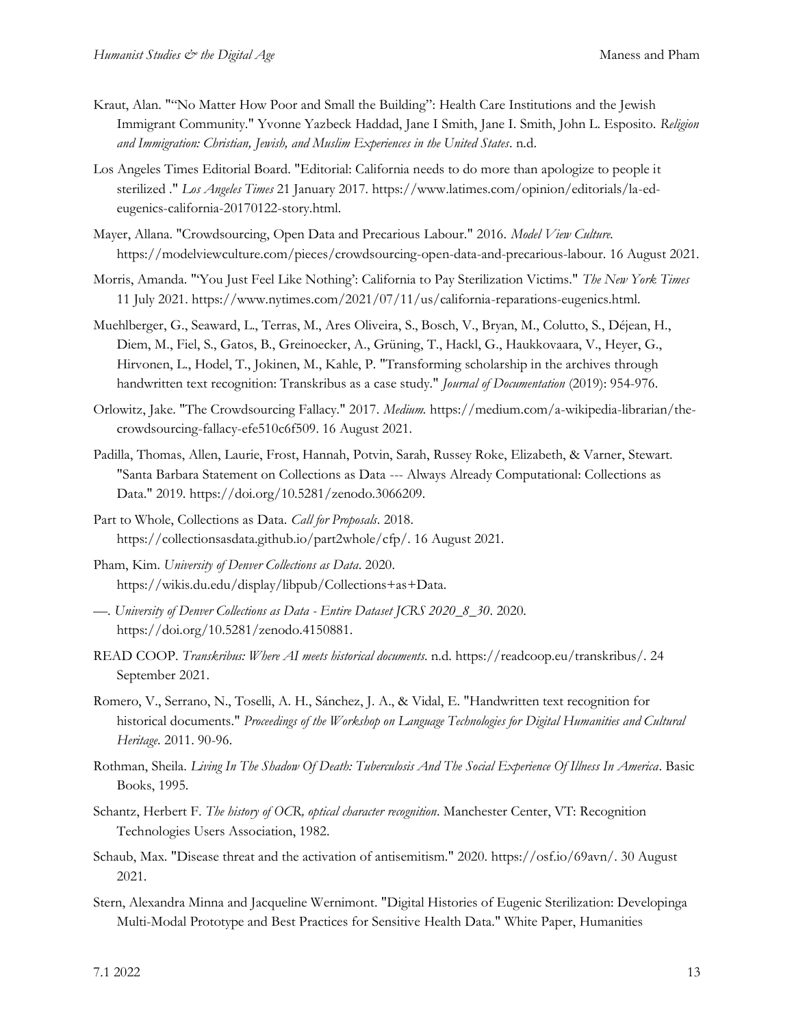Kraut, Alan. "“No Matter How Poor and Small the Building”: Health Care Institutions and the Jewish Immigrant Community." Yvonne Yazbeck Haddad, Jane I Smith, Jane I. Smith, John L. Esposito. *Religion and Immigration: Christian, Jewish, and Muslim Experiences in the United States*. n.d.

Los Angeles Times Editorial Board. "Editorial: California needs to do more than apologize to people it sterilized ." *Los Angeles Times* 21 January 2017. https://www.latimes.com/opinion/editorials/la-ed-eugenics-california-20170122-story.html.

Mayer, Allana. "Crowdsourcing, Open Data and Precarious Labour." 2016. *Model View Culture.* https://modelviewculture.com/pieces/crowdsourcing-open-data-and-precarious-labour. 16 August 2021.

Morris, Amanda. "'You Just Feel Like Nothing': California to Pay Sterilization Victims." *The New York Times* 11 July 2021. https://www.nytimes.com/2021/07/11/us/california-reparations-eugenics.html.

Muehlberger, G., Seaward, L., Terras, M., Ares Oliveira, S., Bosch, V., Bryan, M., Colutto, S., Déjean, H., Diem, M., Fiel, S., Gatos, B., Greinoecker, A., Grüning, T., Hackl, G., Haukkovaara, V., Heyer, G., Hirvonen, L., Hodel, T., Jokinen, M., Kahle, P. "Transforming scholarship in the archives through handwritten text recognition: Transkribus as a case study." *Journal of Documentation* (2019): 954-976.

Orlowitz, Jake. "The Crowdsourcing Fallacy." 2017. *Medium.* https://medium.com/a-wikipedia-librarian/the-crowdsourcing-fallacy-efe510c6f509. 16 August 2021.

Padilla, Thomas, Allen, Laurie, Frost, Hannah, Potvin, Sarah, Russey Roke, Elizabeth, & Varner, Stewart. "Santa Barbara Statement on Collections as Data --- Always Already Computational: Collections as Data." 2019. https://doi.org/10.5281/zenodo.3066209.

Part to Whole, Collections as Data. *Call for Proposals*. 2018. https://collectionsasdata.github.io/part2whole/cfp/. 16 August 2021.

Pham, Kim. *University of Denver Collections as Data*. 2020. https://wikis.du.edu/display/libpub/Collections+as+Data.

—. *University of Denver Collections as Data - Entire Dataset JCRS 2020_8_30*. 2020. https://doi.org/10.5281/zenodo.4150881.

READ COOP. *Transkribus: Where AI meets historical documents*. n.d. https://readcoop.eu/transkribus/. 24 September 2021.

Romero, V., Serrano, N., Toselli, A. H., Sánchez, J. A., & Vidal, E. "Handwritten text recognition for historical documents." *Proceedings of the Workshop on Language Technologies for Digital Humanities and Cultural Heritage*. 2011. 90-96.

Rothman, Sheila. *Living In The Shadow Of Death: Tuberculosis And The Social Experience Of Illness In America*. Basic Books, 1995.

Schantz, Herbert F. *The history of OCR, optical character recognition*. Manchester Center, VT: Recognition Technologies Users Association, 1982.

Schaub, Max. "Disease threat and the activation of antisemitism." 2020. https://osf.io/69avn/. 30 August 2021.

Stern, Alexandra Minna and Jacqueline Wernimont. "Digital Histories of Eugenic Sterilization: Developinga Multi-Modal Prototype and Best Practices for Sensitive Health Data." White Paper, Humanities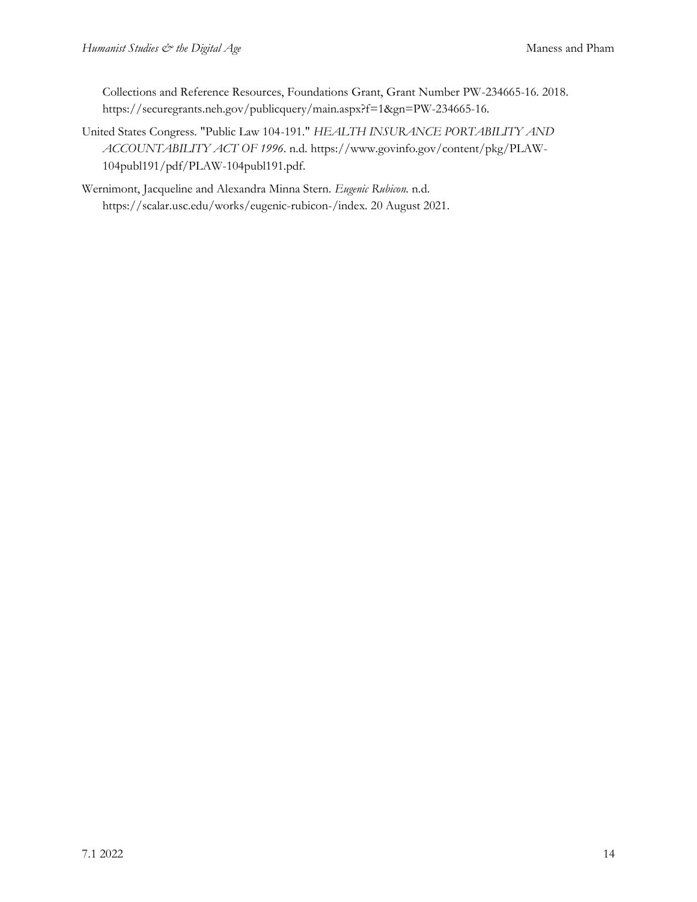Collections and Reference Resources, Foundations Grant, Grant Number PW-234665-16. 2018. https://securegrants.neh.gov/publicquery/main.aspx?f=1&gn=PW-234665-16.

United States Congress. "Public Law 104-191." *HEALTH INSURANCE PORTABILITY AND ACCOUNTABILITY ACT OF 1996*. n.d. https://www.govinfo.gov/content/pkg/PLAW-104publ191/pdf/PLAW-104publ191.pdf.

Wernimont, Jacqueline and Alexandra Minna Stern. *Eugenic Rubicon.* n.d. https://scalar.usc.edu/works/eugenic-rubicon-/index. 20 August 2021.